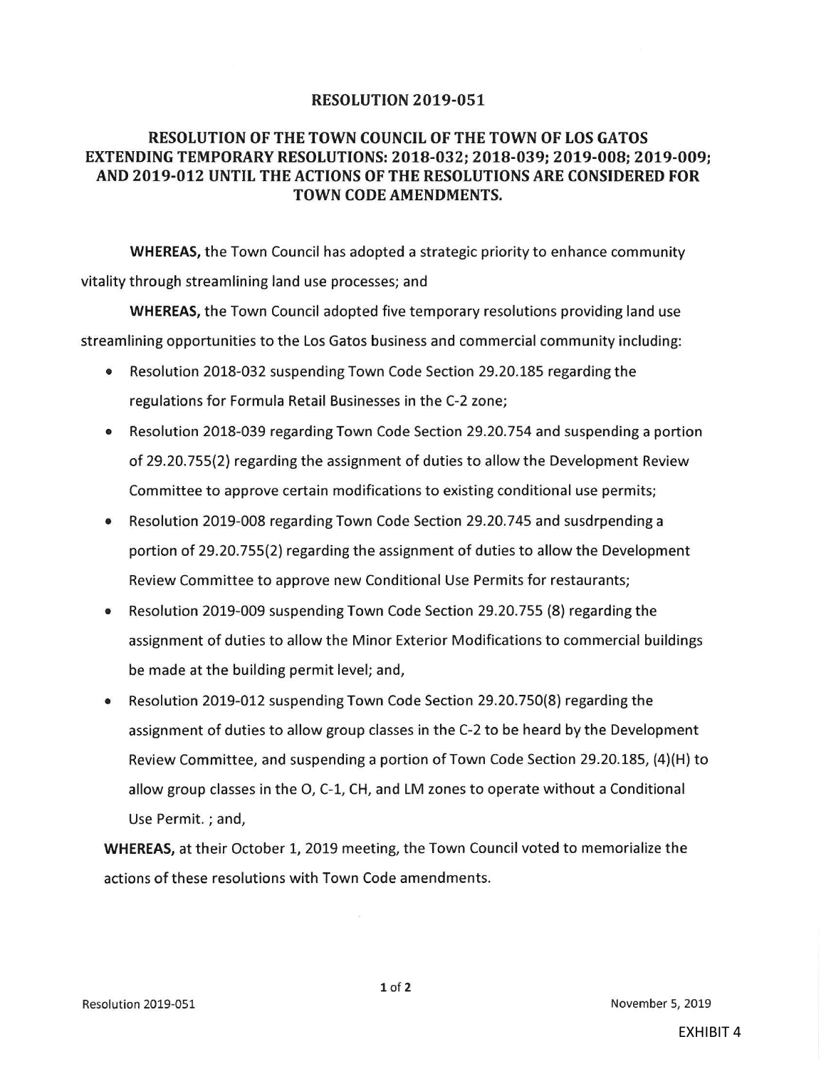# RESOLUTION 2019-051

## RESOLUTION OF THE TOWN COUNCIL OF THE TOWN OF LOS GATOS EXTENDING TEMPORARY RESOLUTIONS: 2018-032; 2018-039; 2019-008; 2019-009; AND 2019-012 UNTIL THE ACTIONS OF THE RESOLUTIONS ARE CONSIDERED FOR TOWN CODE AMENDMENTS.

**WHEREAS,** the Town Council has adopted a strategic priority to enhance community vitality through streamlining land use processes; and

**WHEREAS,** the Town Council adopted five temporary resolutions providing land use streamlining opportunities to the Los Gatos business and commercial community including:

- Resolution 2018-032 suspending Town Code Section 29.20.185 regarding the regulations for Formula Retail Businesses in the C-2 zone;
- Resolution 2018-039 regarding Town Code Section 29.20.754 and suspending a portion of 29.20.755(2) regarding the assignment of duties to allow the Development Review Committee to approve certain modifications to existing conditional use permits;
- Resolution 2019-008 regarding Town Code Section 29.20.745 and susdrpending a portion of 29.20.755(2) regarding the assignment of duties to allow the Development Review Committee to approve new Conditional Use Permits for restaurants;
- Resolution 2019-009 suspending Town Code Section 29.20.755 (8) regarding the assignment of duties to allow the Minor Exterior Modifications to commercial buildings be made at the building permit level; and,
- Resolution 2019-012 suspending Town Code Section 29.20.750(8) regarding the assignment of duties to allow group classes in the C-2 to be heard by the Development Review Committee, and suspending a portion of Town Code Section 29.20.185, (4)(H) to allow group classes in the O, C-1, CH, and LM zones to operate without a Conditional Use Permit. ; and,

**WHEREAS,** at their October 1, 2019 meeting, the Town Council voted to memorialize the actions of these resolutions with Town Code amendments.

EXHIBIT 4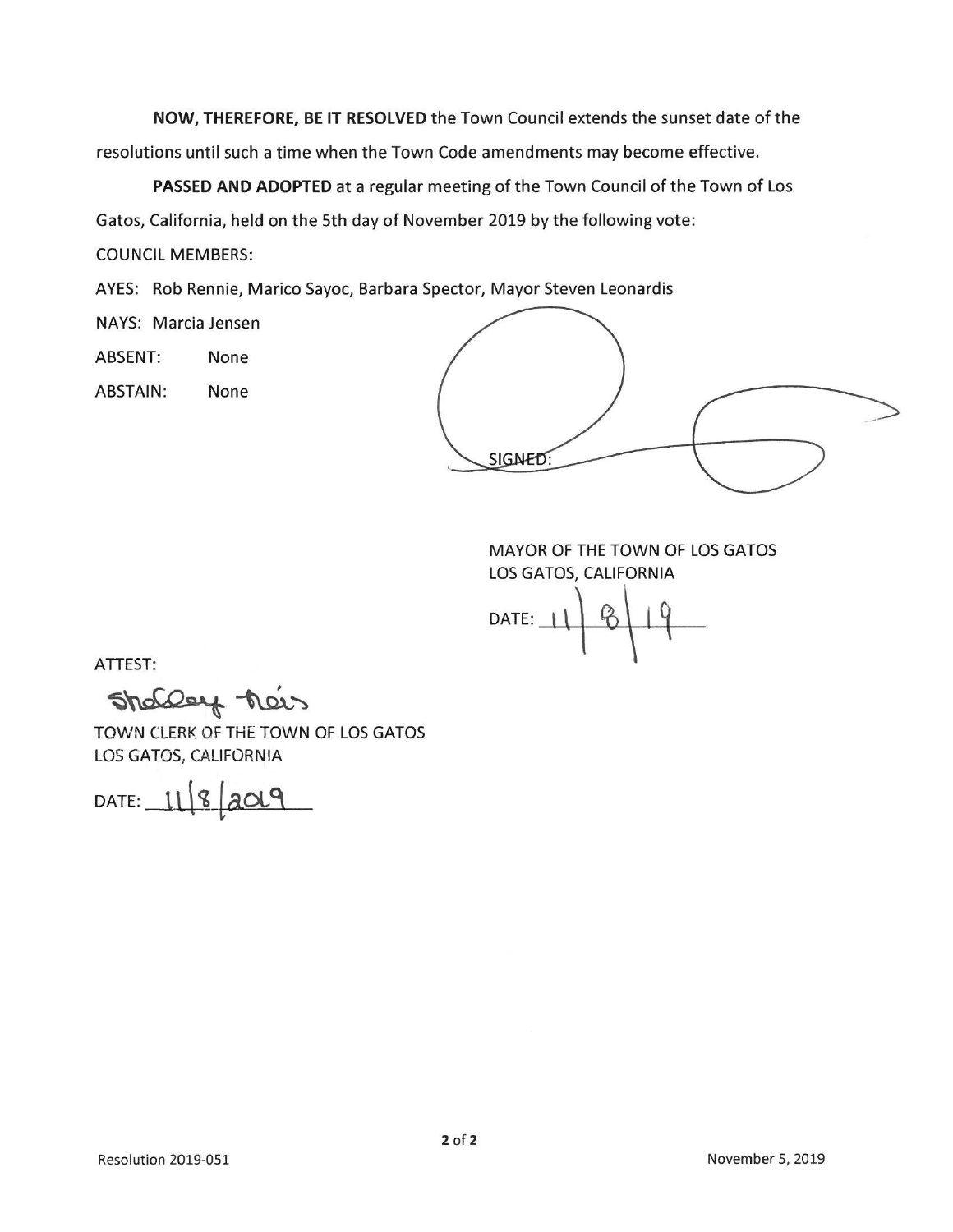**NOW, THEREFORE, BE IT RESOLVED** the Town Council extends the sunset date of the resolutions until such a time when the Town Code amendments may become effective.

**PASSED AND ADOPTED** at a regular meeting of the Town Council of the Town of Los Gatos, California, held on the 5th day of November 2019 by the following vote:

COUNCIL MEMBERS:

AYES: Rob Rennie, Marico Sayoc, Barbara Spector, Mayor Steven Leonardis

NAYS: Marcia Jensen

ABSENT: None

ABSTAIN: None

SIGNED:

MAYOR OF THE TOWN OF LOS GATOS
LOS GATOS, CALIFORNIA

DATE: 11/8/19

ATTEST:

Shelley Neis

TOWN CLERK OF THE TOWN OF LOS GATOS
LOS GATOS, CALIFORNIA

DATE: 11/8/2019

Resolution 2019-051

November 5, 2019